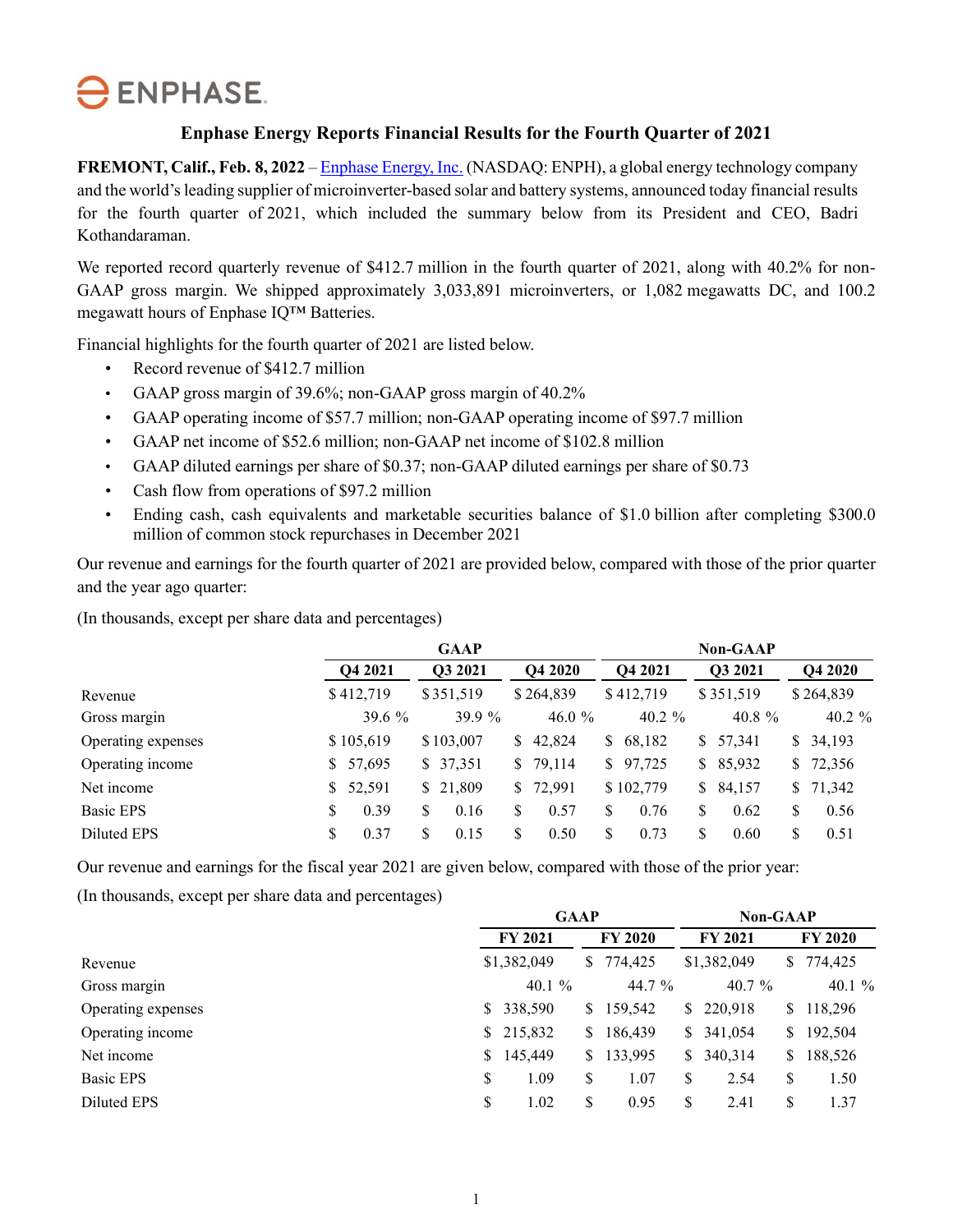ENPHASE.

# Enphase Energy Reports Financial Results for the Fourth Quarter of 2021

**FREMONT, Calif., Feb. 8, 2022** – Enphase Energy, Inc. (NASDAQ: ENPH), a global energy technology company and the world's leading supplier of microinverter-based solar and battery systems, announced today financial results for the fourth quarter of 2021, which included the summary below from its President and CEO, Badri Kothandaraman.

We reported record quarterly revenue of $412.7 million in the fourth quarter of 2021, along with 40.2% for non-GAAP gross margin. We shipped approximately 3,033,891 microinverters, or 1,082 megawatts DC, and 100.2 megawatt hours of Enphase IQ™ Batteries.

Financial highlights for the fourth quarter of 2021 are listed below.

- Record revenue of $412.7 million
- GAAP gross margin of 39.6%; non-GAAP gross margin of 40.2%
- GAAP operating income of $57.7 million; non-GAAP operating income of $97.7 million
- GAAP net income of $52.6 million; non-GAAP net income of $102.8 million
- GAAP diluted earnings per share of $0.37; non-GAAP diluted earnings per share of $0.73
- Cash flow from operations of $97.2 million
- Ending cash, cash equivalents and marketable securities balance of $1.0 billion after completing $300.0 million of common stock repurchases in December 2021

Our revenue and earnings for the fourth quarter of 2021 are provided below, compared with those of the prior quarter and the year ago quarter:

(In thousands, except per share data and percentages)

| | GAAP | | | Non-GAAP | | |
|---|---|---|---|---|---|---|
| | Q4 2021 | Q3 2021 | Q4 2020 | Q4 2021 | Q3 2021 | Q4 2020 |
| Revenue | $ 412,719 | $ 351,519 | $ 264,839 | $ 412,719 | $ 351,519 | $ 264,839 |
| Gross margin | 39.6 % | 39.9 % | 46.0 % | 40.2 % | 40.8 % | 40.2 % |
| Operating expenses | $ 105,619 | $ 103,007 | $ 42,824 | $ 68,182 | $ 57,341 | $ 34,193 |
| Operating income | $ 57,695 | $ 37,351 | $ 79,114 | $ 97,725 | $ 85,932 | $ 72,356 |
| Net income | $ 52,591 | $ 21,809 | $ 72,991 | $ 102,779 | $ 84,157 | $ 71,342 |
| Basic EPS | $ 0.39 | $ 0.16 | $ 0.57 | $ 0.76 | $ 0.62 | $ 0.56 |
| Diluted EPS | $ 0.37 | $ 0.15 | $ 0.50 | $ 0.73 | $ 0.60 | $ 0.51 |

Our revenue and earnings for the fiscal year 2021 are given below, compared with those of the prior year:

(In thousands, except per share data and percentages)

| | GAAP | | Non-GAAP | |
|---|---|---|---|---|
| | FY 2021 | FY 2020 | FY 2021 | FY 2020 |
| Revenue | $1,382,049 | $ 774,425 | $1,382,049 | $ 774,425 |
| Gross margin | 40.1 % | 44.7 % | 40.7 % | 40.1 % |
| Operating expenses | $ 338,590 | $ 159,542 | $ 220,918 | $ 118,296 |
| Operating income | $ 215,832 | $ 186,439 | $ 341,054 | $ 192,504 |
| Net income | $ 145,449 | $ 133,995 | $ 340,314 | $ 188,526 |
| Basic EPS | $ 1.09 | $ 1.07 | $ 2.54 | $ 1.50 |
| Diluted EPS | $ 1.02 | $ 0.95 | $ 2.41 | $ 1.37 |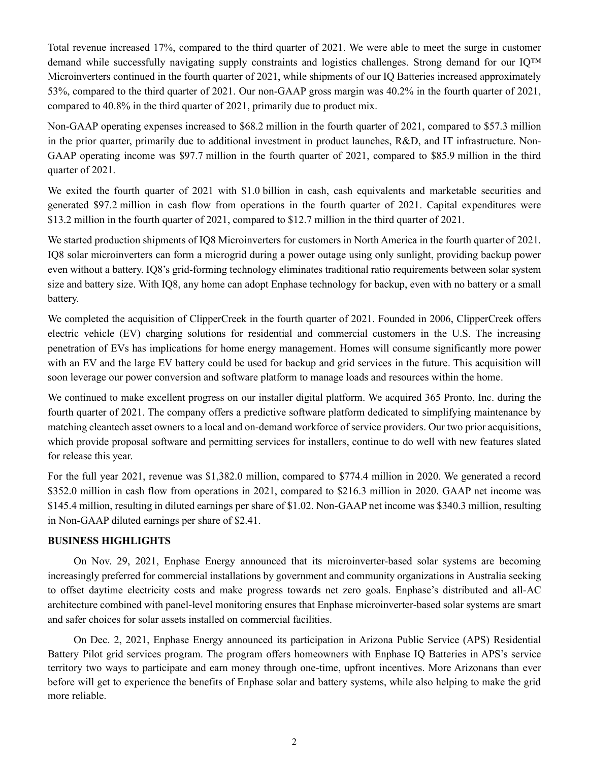Total revenue increased 17%, compared to the third quarter of 2021. We were able to meet the surge in customer demand while successfully navigating supply constraints and logistics challenges. Strong demand for our IQ™ Microinverters continued in the fourth quarter of 2021, while shipments of our IQ Batteries increased approximately 53%, compared to the third quarter of 2021. Our non-GAAP gross margin was 40.2% in the fourth quarter of 2021, compared to 40.8% in the third quarter of 2021, primarily due to product mix.

Non-GAAP operating expenses increased to $68.2 million in the fourth quarter of 2021, compared to $57.3 million in the prior quarter, primarily due to additional investment in product launches, R&D, and IT infrastructure. Non-GAAP operating income was $97.7 million in the fourth quarter of 2021, compared to $85.9 million in the third quarter of 2021.

We exited the fourth quarter of 2021 with $1.0 billion in cash, cash equivalents and marketable securities and generated $97.2 million in cash flow from operations in the fourth quarter of 2021. Capital expenditures were $13.2 million in the fourth quarter of 2021, compared to $12.7 million in the third quarter of 2021.

We started production shipments of IQ8 Microinverters for customers in North America in the fourth quarter of 2021. IQ8 solar microinverters can form a microgrid during a power outage using only sunlight, providing backup power even without a battery. IQ8's grid-forming technology eliminates traditional ratio requirements between solar system size and battery size. With IQ8, any home can adopt Enphase technology for backup, even with no battery or a small battery.

We completed the acquisition of ClipperCreek in the fourth quarter of 2021. Founded in 2006, ClipperCreek offers electric vehicle (EV) charging solutions for residential and commercial customers in the U.S. The increasing penetration of EVs has implications for home energy management. Homes will consume significantly more power with an EV and the large EV battery could be used for backup and grid services in the future. This acquisition will soon leverage our power conversion and software platform to manage loads and resources within the home.

We continued to make excellent progress on our installer digital platform. We acquired 365 Pronto, Inc. during the fourth quarter of 2021. The company offers a predictive software platform dedicated to simplifying maintenance by matching cleantech asset owners to a local and on-demand workforce of service providers. Our two prior acquisitions, which provide proposal software and permitting services for installers, continue to do well with new features slated for release this year.

For the full year 2021, revenue was $1,382.0 million, compared to $774.4 million in 2020. We generated a record $352.0 million in cash flow from operations in 2021, compared to $216.3 million in 2020. GAAP net income was $145.4 million, resulting in diluted earnings per share of $1.02. Non-GAAP net income was $340.3 million, resulting in Non-GAAP diluted earnings per share of $2.41.

**BUSINESS HIGHLIGHTS**

On Nov. 29, 2021, Enphase Energy announced that its microinverter-based solar systems are becoming increasingly preferred for commercial installations by government and community organizations in Australia seeking to offset daytime electricity costs and make progress towards net zero goals. Enphase's distributed and all-AC architecture combined with panel-level monitoring ensures that Enphase microinverter-based solar systems are smart and safer choices for solar assets installed on commercial facilities.

On Dec. 2, 2021, Enphase Energy announced its participation in Arizona Public Service (APS) Residential Battery Pilot grid services program. The program offers homeowners with Enphase IQ Batteries in APS's service territory two ways to participate and earn money through one-time, upfront incentives. More Arizonans than ever before will get to experience the benefits of Enphase solar and battery systems, while also helping to make the grid more reliable.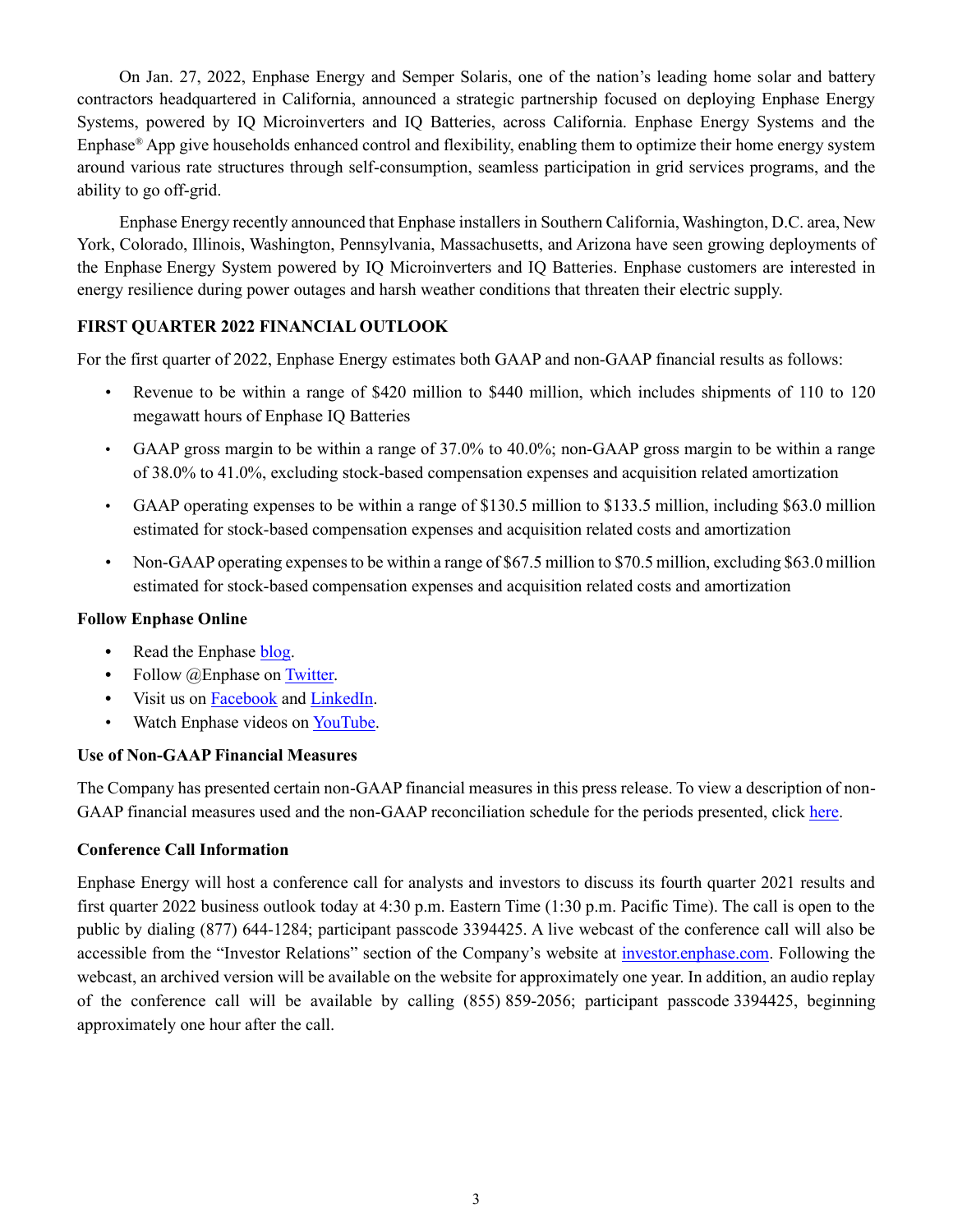On Jan. 27, 2022, Enphase Energy and Semper Solaris, one of the nation's leading home solar and battery contractors headquartered in California, announced a strategic partnership focused on deploying Enphase Energy Systems, powered by IQ Microinverters and IQ Batteries, across California. Enphase Energy Systems and the Enphase® App give households enhanced control and flexibility, enabling them to optimize their home energy system around various rate structures through self-consumption, seamless participation in grid services programs, and the ability to go off-grid.

Enphase Energy recently announced that Enphase installers in Southern California, Washington, D.C. area, New York, Colorado, Illinois, Washington, Pennsylvania, Massachusetts, and Arizona have seen growing deployments of the Enphase Energy System powered by IQ Microinverters and IQ Batteries. Enphase customers are interested in energy resilience during power outages and harsh weather conditions that threaten their electric supply.

## FIRST QUARTER 2022 FINANCIAL OUTLOOK

For the first quarter of 2022, Enphase Energy estimates both GAAP and non-GAAP financial results as follows:

- Revenue to be within a range of $420 million to $440 million, which includes shipments of 110 to 120 megawatt hours of Enphase IQ Batteries
- GAAP gross margin to be within a range of 37.0% to 40.0%; non-GAAP gross margin to be within a range of 38.0% to 41.0%, excluding stock-based compensation expenses and acquisition related amortization
- GAAP operating expenses to be within a range of $130.5 million to $133.5 million, including $63.0 million estimated for stock-based compensation expenses and acquisition related costs and amortization
- Non-GAAP operating expenses to be within a range of $67.5 million to $70.5 million, excluding $63.0 million estimated for stock-based compensation expenses and acquisition related costs and amortization

### Follow Enphase Online

- Read the Enphase blog.
- Follow @Enphase on Twitter.
- Visit us on Facebook and LinkedIn.
- Watch Enphase videos on YouTube.

### Use of Non-GAAP Financial Measures

The Company has presented certain non-GAAP financial measures in this press release. To view a description of non-GAAP financial measures used and the non-GAAP reconciliation schedule for the periods presented, click here.

### Conference Call Information

Enphase Energy will host a conference call for analysts and investors to discuss its fourth quarter 2021 results and first quarter 2022 business outlook today at 4:30 p.m. Eastern Time (1:30 p.m. Pacific Time). The call is open to the public by dialing (877) 644-1284; participant passcode 3394425. A live webcast of the conference call will also be accessible from the "Investor Relations" section of the Company's website at investor.enphase.com. Following the webcast, an archived version will be available on the website for approximately one year. In addition, an audio replay of the conference call will be available by calling (855) 859-2056; participant passcode 3394425, beginning approximately one hour after the call.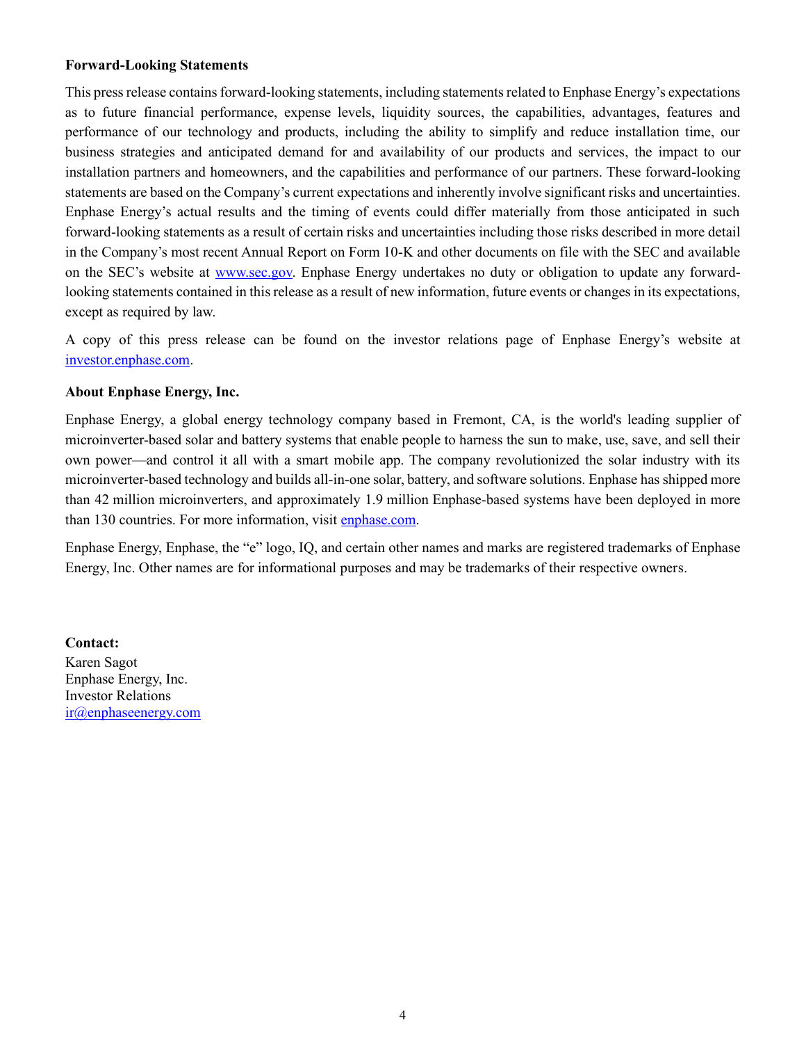**Forward-Looking Statements**

This press release contains forward-looking statements, including statements related to Enphase Energy's expectations as to future financial performance, expense levels, liquidity sources, the capabilities, advantages, features and performance of our technology and products, including the ability to simplify and reduce installation time, our business strategies and anticipated demand for and availability of our products and services, the impact to our installation partners and homeowners, and the capabilities and performance of our partners. These forward-looking statements are based on the Company's current expectations and inherently involve significant risks and uncertainties. Enphase Energy's actual results and the timing of events could differ materially from those anticipated in such forward-looking statements as a result of certain risks and uncertainties including those risks described in more detail in the Company's most recent Annual Report on Form 10-K and other documents on file with the SEC and available on the SEC's website at www.sec.gov. Enphase Energy undertakes no duty or obligation to update any forward-looking statements contained in this release as a result of new information, future events or changes in its expectations, except as required by law.

A copy of this press release can be found on the investor relations page of Enphase Energy's website at investor.enphase.com.

**About Enphase Energy, Inc.**

Enphase Energy, a global energy technology company based in Fremont, CA, is the world's leading supplier of microinverter-based solar and battery systems that enable people to harness the sun to make, use, save, and sell their own power—and control it all with a smart mobile app. The company revolutionized the solar industry with its microinverter-based technology and builds all-in-one solar, battery, and software solutions. Enphase has shipped more than 42 million microinverters, and approximately 1.9 million Enphase-based systems have been deployed in more than 130 countries. For more information, visit enphase.com.

Enphase Energy, Enphase, the "e" logo, IQ, and certain other names and marks are registered trademarks of Enphase Energy, Inc. Other names are for informational purposes and may be trademarks of their respective owners.

**Contact:**
Karen Sagot
Enphase Energy, Inc.
Investor Relations
ir@enphaseenergy.com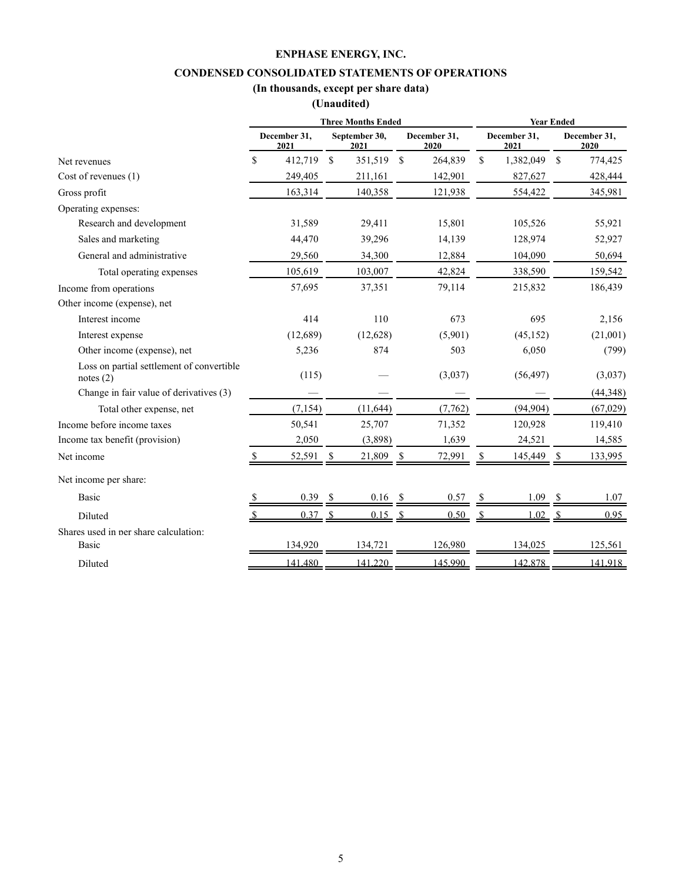# ENPHASE ENERGY, INC.

## CONDENSED CONSOLIDATED STATEMENTS OF OPERATIONS

### (In thousands, except per share data)

### (Unaudited)

| | Three Months Ended | | | Year Ended | |
|---|---|---|---|---|---|
| | December 31, 2021 | September 30, 2021 | December 31, 2020 | December 31, 2021 | December 31, 2020 |
| Net revenues | $ 412,719 | $ 351,519 | $ 264,839 | $ 1,382,049 | $ 774,425 |
| Cost of revenues (1) | 249,405 | 211,161 | 142,901 | 827,627 | 428,444 |
| Gross profit | 163,314 | 140,358 | 121,938 | 554,422 | 345,981 |
| Operating expenses: | | | | | |
| Research and development | 31,589 | 29,411 | 15,801 | 105,526 | 55,921 |
| Sales and marketing | 44,470 | 39,296 | 14,139 | 128,974 | 52,927 |
| General and administrative | 29,560 | 34,300 | 12,884 | 104,090 | 50,694 |
| Total operating expenses | 105,619 | 103,007 | 42,824 | 338,590 | 159,542 |
| Income from operations | 57,695 | 37,351 | 79,114 | 215,832 | 186,439 |
| Other income (expense), net | | | | | |
| Interest income | 414 | 110 | 673 | 695 | 2,156 |
| Interest expense | (12,689) | (12,628) | (5,901) | (45,152) | (21,001) |
| Other income (expense), net | 5,236 | 874 | 503 | 6,050 | (799) |
| Loss on partial settlement of convertible notes (2) | (115) | — | (3,037) | (56,497) | (3,037) |
| Change in fair value of derivatives (3) | — | — | — | — | (44,348) |
| Total other expense, net | (7,154) | (11,644) | (7,762) | (94,904) | (67,029) |
| Income before income taxes | 50,541 | 25,707 | 71,352 | 120,928 | 119,410 |
| Income tax benefit (provision) | 2,050 | (3,898) | 1,639 | 24,521 | 14,585 |
| Net income | $ 52,591 | $ 21,809 | $ 72,991 | $ 145,449 | $ 133,995 |
| Net income per share: | | | | | |
| Basic | $ 0.39 | $ 0.16 | $ 0.57 | $ 1.09 | $ 1.07 |
| Diluted | $ 0.37 | $ 0.15 | $ 0.50 | $ 1.02 | $ 0.95 |
| Shares used in per share calculation: | | | | | |
| Basic | 134,920 | 134,721 | 126,980 | 134,025 | 125,561 |
| Diluted | 141,480 | 141,220 | 145,990 | 142,878 | 141,918 |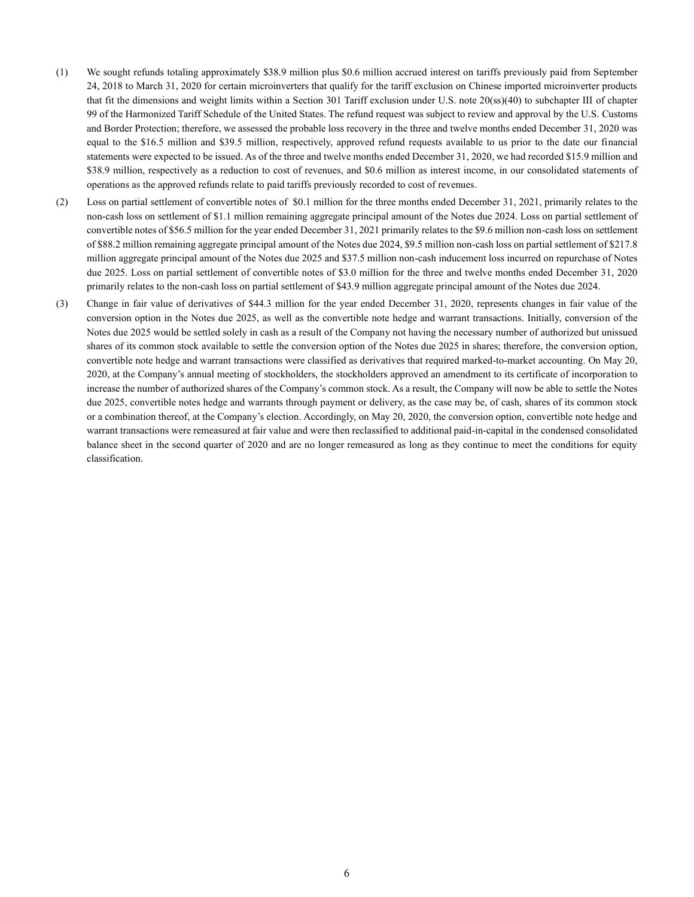(1) We sought refunds totaling approximately $38.9 million plus $0.6 million accrued interest on tariffs previously paid from September 24, 2018 to March 31, 2020 for certain microinverters that qualify for the tariff exclusion on Chinese imported microinverter products that fit the dimensions and weight limits within a Section 301 Tariff exclusion under U.S. note 20(ss)(40) to subchapter III of chapter 99 of the Harmonized Tariff Schedule of the United States. The refund request was subject to review and approval by the U.S. Customs and Border Protection; therefore, we assessed the probable loss recovery in the three and twelve months ended December 31, 2020 was equal to the $16.5 million and $39.5 million, respectively, approved refund requests available to us prior to the date our financial statements were expected to be issued. As of the three and twelve months ended December 31, 2020, we had recorded $15.9 million and $38.9 million, respectively as a reduction to cost of revenues, and $0.6 million as interest income, in our consolidated statements of operations as the approved refunds relate to paid tariffs previously recorded to cost of revenues.

(2) Loss on partial settlement of convertible notes of $0.1 million for the three months ended December 31, 2021, primarily relates to the non-cash loss on settlement of $1.1 million remaining aggregate principal amount of the Notes due 2024. Loss on partial settlement of convertible notes of $56.5 million for the year ended December 31, 2021 primarily relates to the $9.6 million non-cash loss on settlement of $88.2 million remaining aggregate principal amount of the Notes due 2024, $9.5 million non-cash loss on partial settlement of $217.8 million aggregate principal amount of the Notes due 2025 and $37.5 million non-cash inducement loss incurred on repurchase of Notes due 2025. Loss on partial settlement of convertible notes of $3.0 million for the three and twelve months ended December 31, 2020 primarily relates to the non-cash loss on partial settlement of $43.9 million aggregate principal amount of the Notes due 2024.

(3) Change in fair value of derivatives of $44.3 million for the year ended December 31, 2020, represents changes in fair value of the conversion option in the Notes due 2025, as well as the convertible note hedge and warrant transactions. Initially, conversion of the Notes due 2025 would be settled solely in cash as a result of the Company not having the necessary number of authorized but unissued shares of its common stock available to settle the conversion option of the Notes due 2025 in shares; therefore, the conversion option, convertible note hedge and warrant transactions were classified as derivatives that required marked-to-market accounting. On May 20, 2020, at the Company's annual meeting of stockholders, the stockholders approved an amendment to its certificate of incorporation to increase the number of authorized shares of the Company's common stock. As a result, the Company will now be able to settle the Notes due 2025, convertible notes hedge and warrants through payment or delivery, as the case may be, of cash, shares of its common stock or a combination thereof, at the Company's election. Accordingly, on May 20, 2020, the conversion option, convertible note hedge and warrant transactions were remeasured at fair value and were then reclassified to additional paid-in-capital in the condensed consolidated balance sheet in the second quarter of 2020 and are no longer remeasured as long as they continue to meet the conditions for equity classification.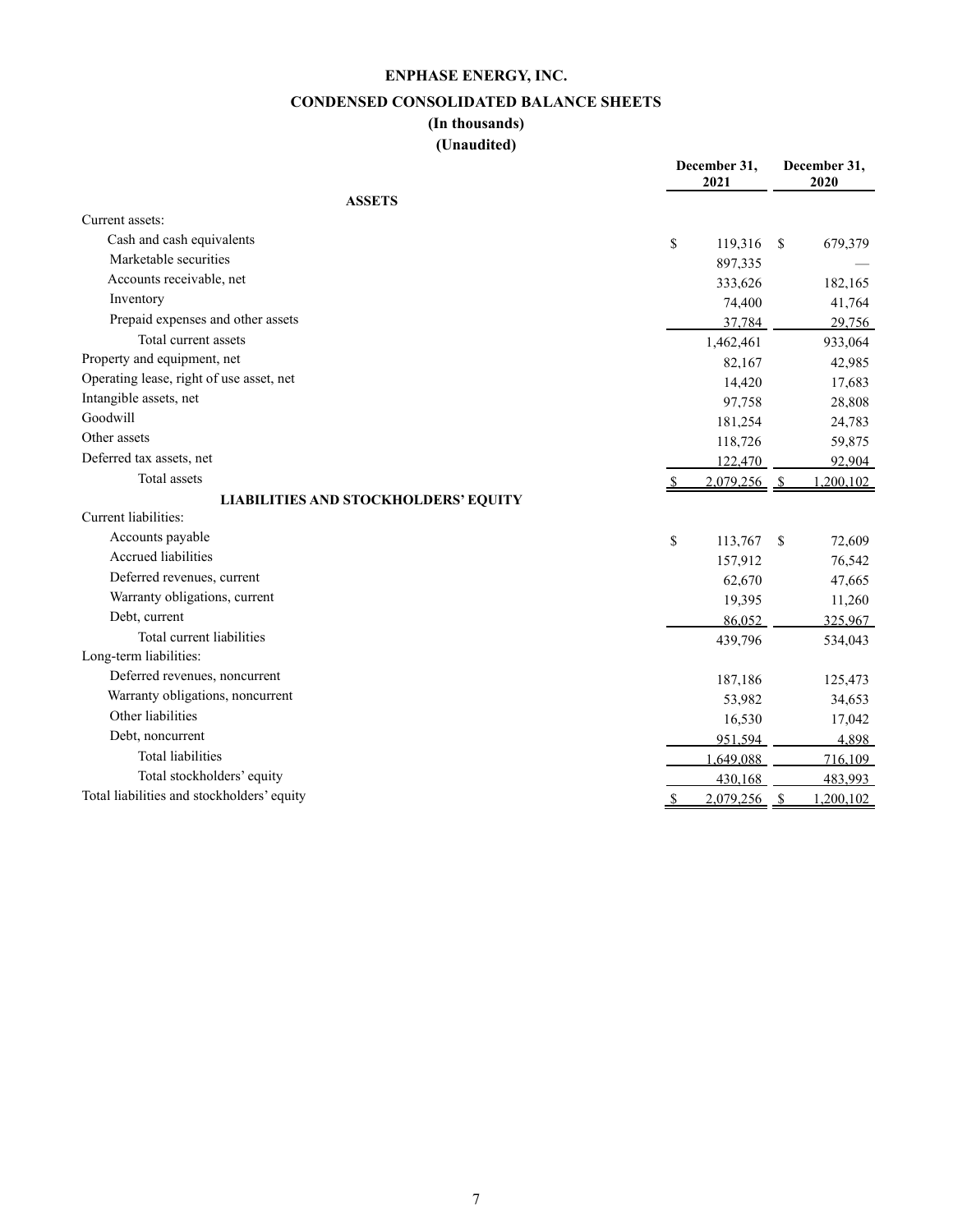# ENPHASE ENERGY, INC.

## CONDENSED CONSOLIDATED BALANCE SHEETS

### (In thousands)

### (Unaudited)

| | December 31, 2021 | December 31, 2020 |
|---|---|---|
| **ASSETS** | | |
| Current assets: | | |
| Cash and cash equivalents | $ 119,316 | $ 679,379 |
| Marketable securities | 897,335 | — |
| Accounts receivable, net | 333,626 | 182,165 |
| Inventory | 74,400 | 41,764 |
| Prepaid expenses and other assets | 37,784 | 29,756 |
| Total current assets | 1,462,461 | 933,064 |
| Property and equipment, net | 82,167 | 42,985 |
| Operating lease, right of use asset, net | 14,420 | 17,683 |
| Intangible assets, net | 97,758 | 28,808 |
| Goodwill | 181,254 | 24,783 |
| Other assets | 118,726 | 59,875 |
| Deferred tax assets, net | 122,470 | 92,904 |
| Total assets | $ 2,079,256 | $ 1,200,102 |
| **LIABILITIES AND STOCKHOLDERS' EQUITY** | | |
| Current liabilities: | | |
| Accounts payable | $ 113,767 | $ 72,609 |
| Accrued liabilities | 157,912 | 76,542 |
| Deferred revenues, current | 62,670 | 47,665 |
| Warranty obligations, current | 19,395 | 11,260 |
| Debt, current | 86,052 | 325,967 |
| Total current liabilities | 439,796 | 534,043 |
| Long-term liabilities: | | |
| Deferred revenues, noncurrent | 187,186 | 125,473 |
| Warranty obligations, noncurrent | 53,982 | 34,653 |
| Other liabilities | 16,530 | 17,042 |
| Debt, noncurrent | 951,594 | 4,898 |
| Total liabilities | 1,649,088 | 716,109 |
| Total stockholders' equity | 430,168 | 483,993 |
| Total liabilities and stockholders' equity | $ 2,079,256 | $ 1,200,102 |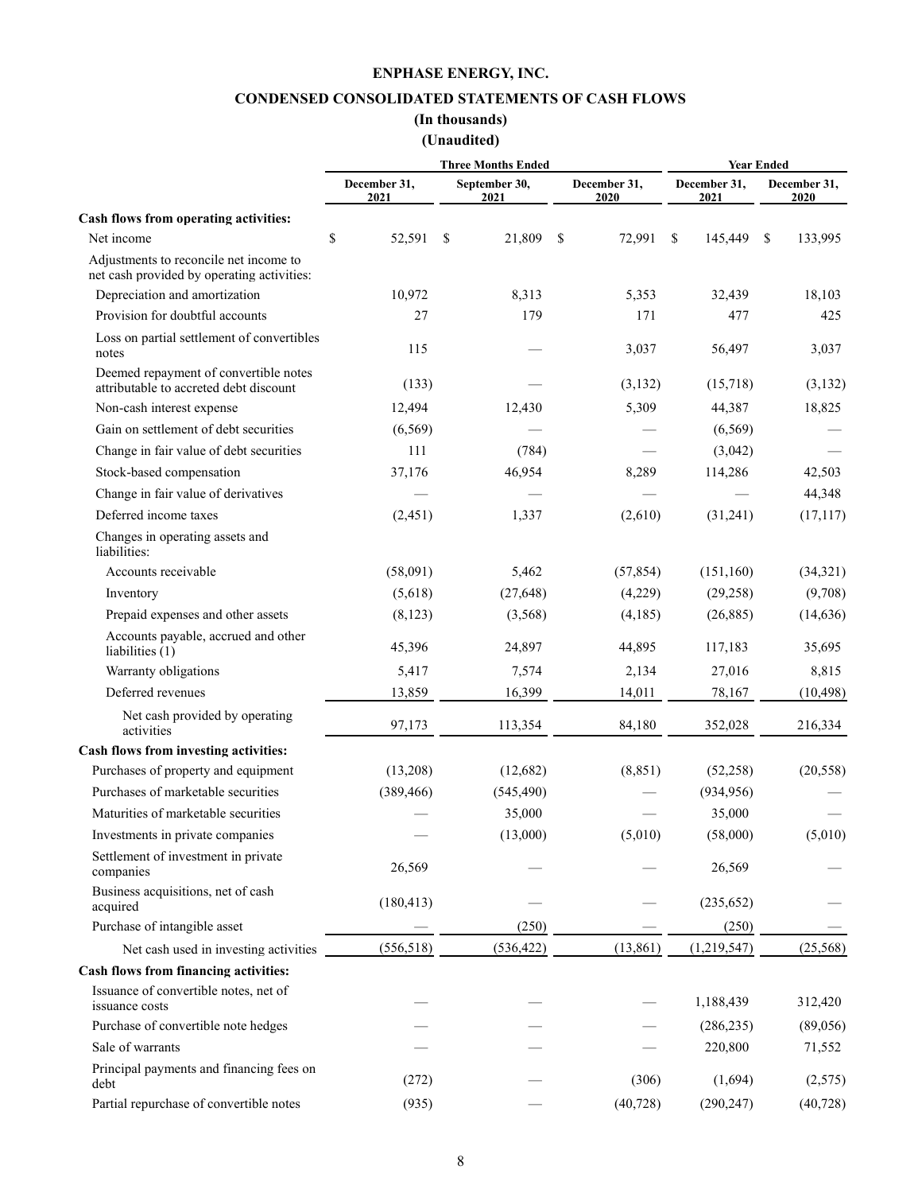# ENPHASE ENERGY, INC.

## CONDENSED CONSOLIDATED STATEMENTS OF CASH FLOWS

### (In thousands)

### (Unaudited)

| | Three Months Ended | | | Year Ended | |
|---|---|---|---|---|---|
| | December 31, 2021 | September 30, 2021 | December 31, 2020 | December 31, 2021 | December 31, 2020 |
| **Cash flows from operating activities:** | | | | | |
| Net income | $ 52,591 | $ 21,809 | $ 72,991 | $ 145,449 | $ 133,995 |
| Adjustments to reconcile net income to net cash provided by operating activities: | | | | | |
| Depreciation and amortization | 10,972 | 8,313 | 5,353 | 32,439 | 18,103 |
| Provision for doubtful accounts | 27 | 179 | 171 | 477 | 425 |
| Loss on partial settlement of convertibles notes | 115 | — | 3,037 | 56,497 | 3,037 |
| Deemed repayment of convertible notes attributable to accreted debt discount | (133) | — | (3,132) | (15,718) | (3,132) |
| Non-cash interest expense | 12,494 | 12,430 | 5,309 | 44,387 | 18,825 |
| Gain on settlement of debt securities | (6,569) | — | — | (6,569) | — |
| Change in fair value of debt securities | 111 | (784) | — | (3,042) | — |
| Stock-based compensation | 37,176 | 46,954 | 8,289 | 114,286 | 42,503 |
| Change in fair value of derivatives | — | — | — | — | 44,348 |
| Deferred income taxes | (2,451) | 1,337 | (2,610) | (31,241) | (17,117) |
| Changes in operating assets and liabilities: | | | | | |
| Accounts receivable | (58,091) | 5,462 | (57,854) | (151,160) | (34,321) |
| Inventory | (5,618) | (27,648) | (4,229) | (29,258) | (9,708) |
| Prepaid expenses and other assets | (8,123) | (3,568) | (4,185) | (26,885) | (14,636) |
| Accounts payable, accrued and other liabilities (1) | 45,396 | 24,897 | 44,895 | 117,183 | 35,695 |
| Warranty obligations | 5,417 | 7,574 | 2,134 | 27,016 | 8,815 |
| Deferred revenues | 13,859 | 16,399 | 14,011 | 78,167 | (10,498) |
| Net cash provided by operating activities | 97,173 | 113,354 | 84,180 | 352,028 | 216,334 |
| **Cash flows from investing activities:** | | | | | |
| Purchases of property and equipment | (13,208) | (12,682) | (8,851) | (52,258) | (20,558) |
| Purchases of marketable securities | (389,466) | (545,490) | — | (934,956) | — |
| Maturities of marketable securities | — | 35,000 | — | 35,000 | — |
| Investments in private companies | — | (13,000) | (5,010) | (58,000) | (5,010) |
| Settlement of investment in private companies | 26,569 | — | — | 26,569 | — |
| Business acquisitions, net of cash acquired | (180,413) | — | — | (235,652) | — |
| Purchase of intangible asset | — | (250) | — | (250) | — |
| Net cash used in investing activities | (556,518) | (536,422) | (13,861) | (1,219,547) | (25,568) |
| **Cash flows from financing activities:** | | | | | |
| Issuance of convertible notes, net of issuance costs | — | — | — | 1,188,439 | 312,420 |
| Purchase of convertible note hedges | — | — | — | (286,235) | (89,056) |
| Sale of warrants | — | — | — | 220,800 | 71,552 |
| Principal payments and financing fees on debt | (272) | — | (306) | (1,694) | (2,575) |
| Partial repurchase of convertible notes | (935) | — | (40,728) | (290,247) | (40,728) |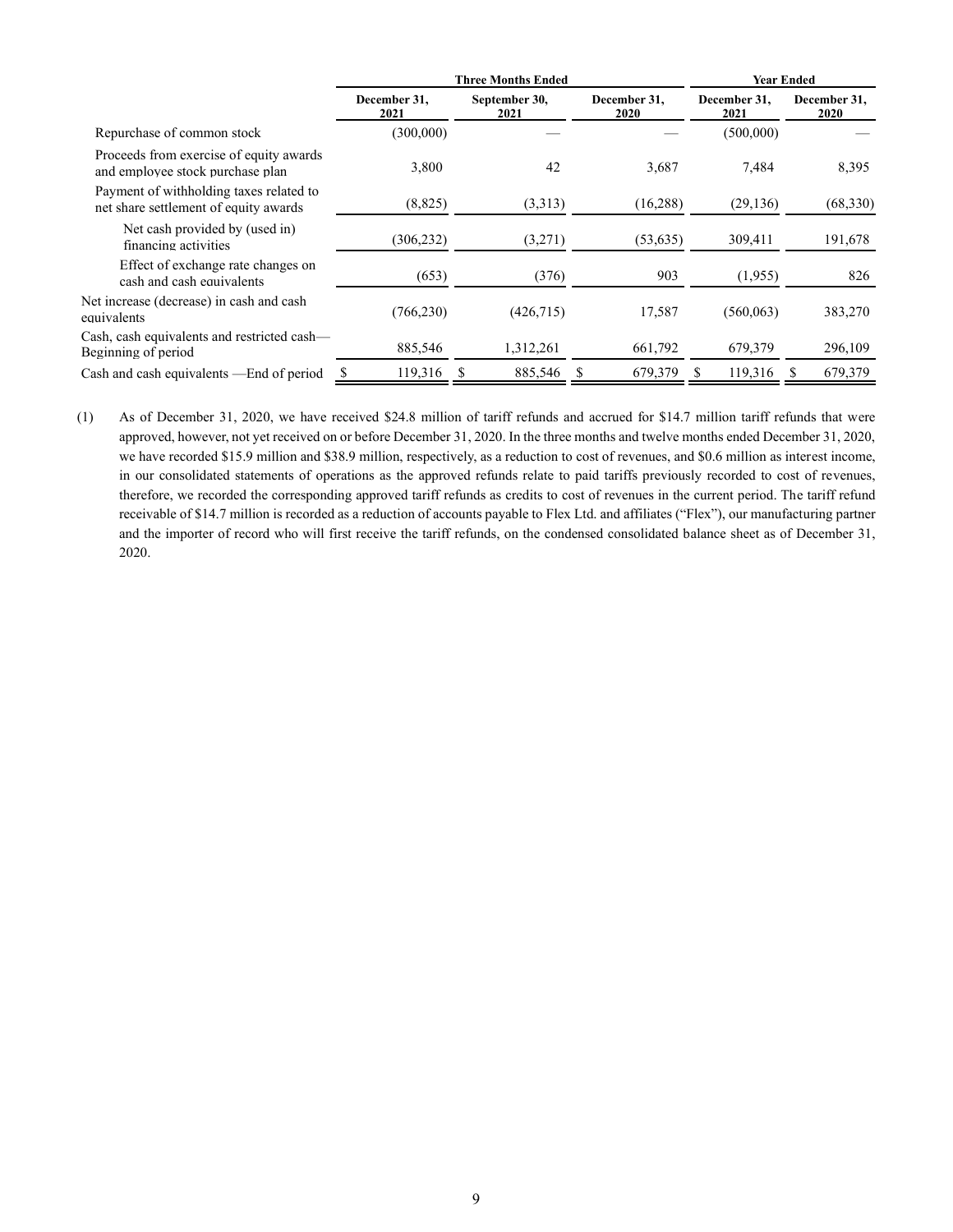| | Three Months Ended | | | Year Ended | |
|---|---|---|---|---|---|
| | December 31, 2021 | September 30, 2021 | December 31, 2020 | December 31, 2021 | December 31, 2020 |
| Repurchase of common stock | (300,000) | — | — | (500,000) | — |
| Proceeds from exercise of equity awards and employee stock purchase plan | 3,800 | 42 | 3,687 | 7,484 | 8,395 |
| Payment of withholding taxes related to net share settlement of equity awards | (8,825) | (3,313) | (16,288) | (29,136) | (68,330) |
| Net cash provided by (used in) financing activities | (306,232) | (3,271) | (53,635) | 309,411 | 191,678 |
| Effect of exchange rate changes on cash and cash equivalents | (653) | (376) | 903 | (1,955) | 826 |
| Net increase (decrease) in cash and cash equivalents | (766,230) | (426,715) | 17,587 | (560,063) | 383,270 |
| Cash, cash equivalents and restricted cash—Beginning of period | 885,546 | 1,312,261 | 661,792 | 679,379 | 296,109 |
| Cash and cash equivalents —End of period | $ 119,316 | $ 885,546 | $ 679,379 | $ 119,316 | $ 679,379 |

(1) As of December 31, 2020, we have received $24.8 million of tariff refunds and accrued for $14.7 million tariff refunds that were approved, however, not yet received on or before December 31, 2020. In the three months and twelve months ended December 31, 2020, we have recorded $15.9 million and $38.9 million, respectively, as a reduction to cost of revenues, and $0.6 million as interest income, in our consolidated statements of operations as the approved refunds relate to paid tariffs previously recorded to cost of revenues, therefore, we recorded the corresponding approved tariff refunds as credits to cost of revenues in the current period. The tariff refund receivable of $14.7 million is recorded as a reduction of accounts payable to Flex Ltd. and affiliates ("Flex"), our manufacturing partner and the importer of record who will first receive the tariff refunds, on the condensed consolidated balance sheet as of December 31, 2020.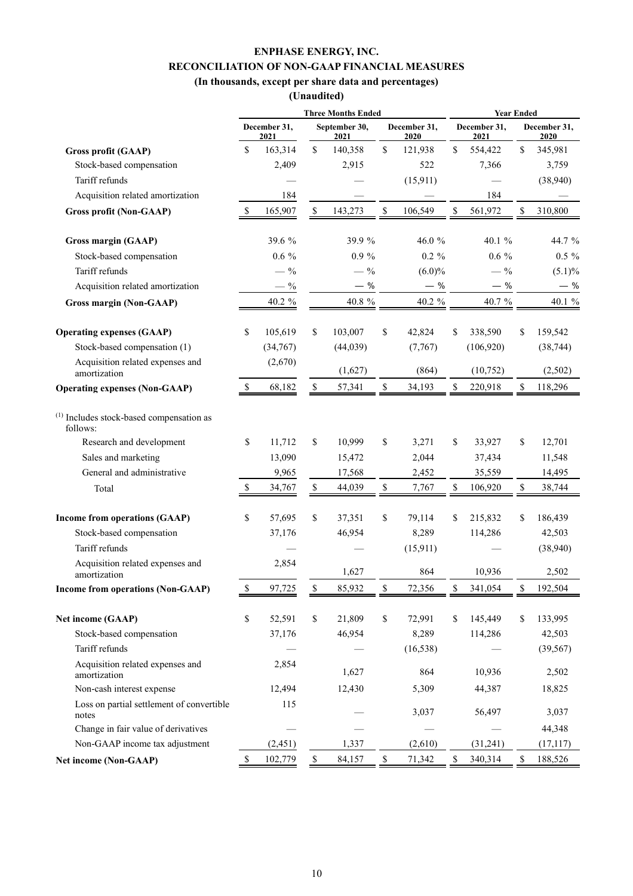# ENPHASE ENERGY, INC.
## RECONCILIATION OF NON-GAAP FINANCIAL MEASURES
### (In thousands, except per share data and percentages)
### (Unaudited)

| | Three Months Ended | | | Year Ended | |
|---|---|---|---|---|---|
| | December 31, 2021 | September 30, 2021 | December 31, 2020 | December 31, 2021 | December 31, 2020 |
| **Gross profit (GAAP)** | $ 163,314 | $ 140,358 | $ 121,938 | $ 554,422 | $ 345,981 |
| Stock-based compensation | 2,409 | 2,915 | 522 | 7,366 | 3,759 |
| Tariff refunds | — | — | (15,911) | — | (38,940) |
| Acquisition related amortization | 184 | — | — | 184 | — |
| **Gross profit (Non-GAAP)** | $ 165,907 | $ 143,273 | $ 106,549 | $ 561,972 | $ 310,800 |
| | | | | | |
| **Gross margin (GAAP)** | 39.6 % | 39.9 % | 46.0 % | 40.1 % | 44.7 % |
| Stock-based compensation | 0.6 % | 0.9 % | 0.2 % | 0.6 % | 0.5 % |
| Tariff refunds | — % | — % | (6.0)% | — % | (5.1)% |
| Acquisition related amortization | — % | — % | — % | — % | — % |
| **Gross margin (Non-GAAP)** | 40.2 % | 40.8 % | 40.2 % | 40.7 % | 40.1 % |
| | | | | | |
| **Operating expenses (GAAP)** | $ 105,619 | $ 103,007 | $ 42,824 | $ 338,590 | $ 159,542 |
| Stock-based compensation (1) | (34,767) | (44,039) | (7,767) | (106,920) | (38,744) |
| Acquisition related expenses and amortization | (2,670) | (1,627) | (864) | (10,752) | (2,502) |
| **Operating expenses (Non-GAAP)** | $ 68,182 | $ 57,341 | $ 34,193 | $ 220,918 | $ 118,296 |
| | | | | | |
| (1) Includes stock-based compensation as follows: | | | | | |
| Research and development | $ 11,712 | $ 10,999 | $ 3,271 | $ 33,927 | $ 12,701 |
| Sales and marketing | 13,090 | 15,472 | 2,044 | 37,434 | 11,548 |
| General and administrative | 9,965 | 17,568 | 2,452 | 35,559 | 14,495 |
| Total | $ 34,767 | $ 44,039 | $ 7,767 | $ 106,920 | $ 38,744 |
| | | | | | |
| **Income from operations (GAAP)** | $ 57,695 | $ 37,351 | $ 79,114 | $ 215,832 | $ 186,439 |
| Stock-based compensation | 37,176 | 46,954 | 8,289 | 114,286 | 42,503 |
| Tariff refunds | — | — | (15,911) | — | (38,940) |
| Acquisition related expenses and amortization | 2,854 | 1,627 | 864 | 10,936 | 2,502 |
| **Income from operations (Non-GAAP)** | $ 97,725 | $ 85,932 | $ 72,356 | $ 341,054 | $ 192,504 |
| | | | | | |
| **Net income (GAAP)** | $ 52,591 | $ 21,809 | $ 72,991 | $ 145,449 | $ 133,995 |
| Stock-based compensation | 37,176 | 46,954 | 8,289 | 114,286 | 42,503 |
| Tariff refunds | — | — | (16,538) | — | (39,567) |
| Acquisition related expenses and amortization | 2,854 | 1,627 | 864 | 10,936 | 2,502 |
| Non-cash interest expense | 12,494 | 12,430 | 5,309 | 44,387 | 18,825 |
| Loss on partial settlement of convertible notes | 115 | — | 3,037 | 56,497 | 3,037 |
| Change in fair value of derivatives | — | — | — | — | 44,348 |
| Non-GAAP income tax adjustment | (2,451) | 1,337 | (2,610) | (31,241) | (17,117) |
| **Net income (Non-GAAP)** | $ 102,779 | $ 84,157 | $ 71,342 | $ 340,314 | $ 188,526 |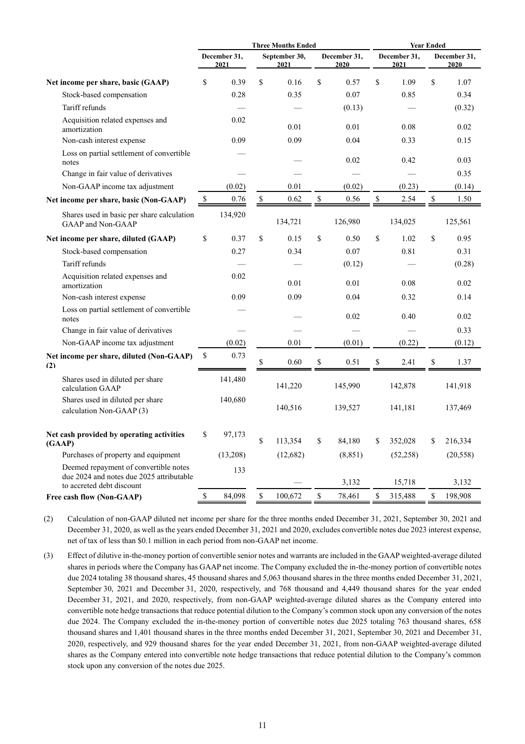| | Three Months Ended | | | Year Ended | |
|---|---|---|---|---|---|
| | December 31, 2021 | September 30, 2021 | December 31, 2020 | December 31, 2021 | December 31, 2020 |
| **Net income per share, basic (GAAP)** | $ 0.39 | $ 0.16 | $ 0.57 | $ 1.09 | $ 1.07 |
| Stock-based compensation | 0.28 | 0.35 | 0.07 | 0.85 | 0.34 |
| Tariff refunds | — | — | (0.13) | — | (0.32) |
| Acquisition related expenses and amortization | 0.02 | 0.01 | 0.01 | 0.08 | 0.02 |
| Non-cash interest expense | 0.09 | 0.09 | 0.04 | 0.33 | 0.15 |
| Loss on partial settlement of convertible notes | — | — | 0.02 | 0.42 | 0.03 |
| Change in fair value of derivatives | — | — | — | — | 0.35 |
| Non-GAAP income tax adjustment | (0.02) | 0.01 | (0.02) | (0.23) | (0.14) |
| **Net income per share, basic (Non-GAAP)** | $ 0.76 | $ 0.62 | $ 0.56 | $ 2.54 | $ 1.50 |
| Shares used in basic per share calculation GAAP and Non-GAAP | 134,920 | 134,721 | 126,980 | 134,025 | 125,561 |
| **Net income per share, diluted (GAAP)** | $ 0.37 | $ 0.15 | $ 0.50 | $ 1.02 | $ 0.95 |
| Stock-based compensation | 0.27 | 0.34 | 0.07 | 0.81 | 0.31 |
| Tariff refunds | — | — | (0.12) | — | (0.28) |
| Acquisition related expenses and amortization | 0.02 | 0.01 | 0.01 | 0.08 | 0.02 |
| Non-cash interest expense | 0.09 | 0.09 | 0.04 | 0.32 | 0.14 |
| Loss on partial settlement of convertible notes | — | — | 0.02 | 0.40 | 0.02 |
| Change in fair value of derivatives | — | — | — | — | 0.33 |
| Non-GAAP income tax adjustment | (0.02) | 0.01 | (0.01) | (0.22) | (0.12) |
| **Net income per share, diluted (Non-GAAP) (2)** | $ 0.73 | $ 0.60 | $ 0.51 | $ 2.41 | $ 1.37 |
| Shares used in diluted per share calculation GAAP | 141,480 | 141,220 | 145,990 | 142,878 | 141,918 |
| Shares used in diluted per share calculation Non-GAAP (3) | 140,680 | 140,516 | 139,527 | 141,181 | 137,469 |
| **Net cash provided by operating activities (GAAP)** | $ 97,173 | $ 113,354 | $ 84,180 | $ 352,028 | $ 216,334 |
| Purchases of property and equipment | (13,208) | (12,682) | (8,851) | (52,258) | (20,558) |
| Deemed repayment of convertible notes due 2024 and notes due 2025 attributable to accreted debt discount | 133 | — | 3,132 | 15,718 | 3,132 |
| **Free cash flow (Non-GAAP)** | $ 84,098 | $ 100,672 | $ 78,461 | $ 315,488 | $ 198,908 |

(2) Calculation of non-GAAP diluted net income per share for the three months ended December 31, 2021, September 30, 2021 and December 31, 2020, as well as the years ended December 31, 2021 and 2020, excludes convertible notes due 2023 interest expense, net of tax of less than $0.1 million in each period from non-GAAP net income.

(3) Effect of dilutive in-the-money portion of convertible senior notes and warrants are included in the GAAP weighted-average diluted shares in periods where the Company has GAAP net income. The Company excluded the in-the-money portion of convertible notes due 2024 totaling 38 thousand shares, 45 thousand shares and 5,063 thousand shares in the three months ended December 31, 2021, September 30, 2021 and December 31, 2020, respectively, and 768 thousand and 4,449 thousand shares for the year ended December 31, 2021, and 2020, respectively, from non-GAAP weighted-average diluted shares as the Company entered into convertible note hedge transactions that reduce potential dilution to the Company's common stock upon any conversion of the notes due 2024. The Company excluded the in-the-money portion of convertible notes due 2025 totaling 763 thousand shares, 658 thousand shares and 1,401 thousand shares in the three months ended December 31, 2021, September 30, 2021 and December 31, 2020, respectively, and 929 thousand shares for the year ended December 31, 2021, from non-GAAP weighted-average diluted shares as the Company entered into convertible note hedge transactions that reduce potential dilution to the Company's common stock upon any conversion of the notes due 2025.